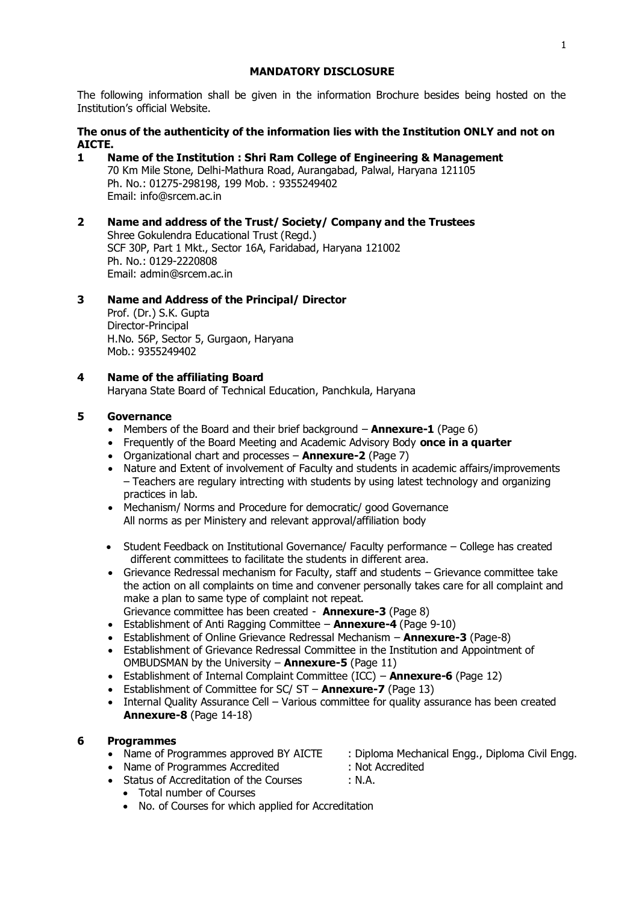# MANDATORY DISCLOSURE

The following information shall be given in the information Brochure besides being hosted on the Institution's official Website.

**The onus of the authenticity of the information lies with the Institution ONLY and not on AICTE.**

**1 Name of the Institution : Shri Ram College of Engineering & Management**

70 Km Mile Stone, Delhi-Mathura Road, Aurangabad, Palwal, Haryana 121105
Ph. No.: 01275-298198, 199 Mob. : 9355249402
Email: info@srcem.ac.in

**2 Name and address of the Trust/ Society/ Company and the Trustees**

Shree Gokulendra Educational Trust (Regd.)
SCF 30P, Part 1 Mkt., Sector 16A, Faridabad, Haryana 121002
Ph. No.: 0129-2220808
Email: admin@srcem.ac.in

**3 Name and Address of the Principal/ Director**

Prof. (Dr.) S.K. Gupta
Director-Principal
H.No. 56P, Sector 5, Gurgaon, Haryana
Mob.: 9355249402

**4 Name of the affiliating Board**

Haryana State Board of Technical Education, Panchkula, Haryana

**5 Governance**

- Members of the Board and their brief background – **Annexure-1** (Page 6)
- Frequently of the Board Meeting and Academic Advisory Body **once in a quarter**
- Organizational chart and processes – **Annexure-2** (Page 7)
- Nature and Extent of involvement of Faculty and students in academic affairs/improvements – Teachers are regulary intrecting with students by using latest technology and organizing practices in lab.
- Mechanism/ Norms and Procedure for democratic/ good Governance
  All norms as per Ministery and relevant approval/affiliation body
- Student Feedback on Institutional Governance/ Faculty performance – College has created different committees to facilitate the students in different area.
- Grievance Redressal mechanism for Faculty, staff and students – Grievance committee take the action on all complaints on time and convener personally takes care for all complaint and make a plan to same type of complaint not repeat.
  Grievance committee has been created - **Annexure-3** (Page 8)
- Establishment of Anti Ragging Committee – **Annexure-4** (Page 9-10)
- Establishment of Online Grievance Redressal Mechanism – **Annexure-3** (Page-8)
- Establishment of Grievance Redressal Committee in the Institution and Appointment of OMBUDSMAN by the University – **Annexure-5** (Page 11)
- Establishment of Internal Complaint Committee (ICC) – **Annexure-6** (Page 12)
- Establishment of Committee for SC/ ST – **Annexure-7** (Page 13)
- Internal Quality Assurance Cell – Various committee for quality assurance has been created **Annexure-8** (Page 14-18)

**6 Programmes**

- Name of Programmes approved BY AICTE : Diploma Mechanical Engg., Diploma Civil Engg.
- Name of Programmes Accredited : Not Accredited
- Status of Accreditation of the Courses : N.A.
  - Total number of Courses
  - No. of Courses for which applied for Accreditation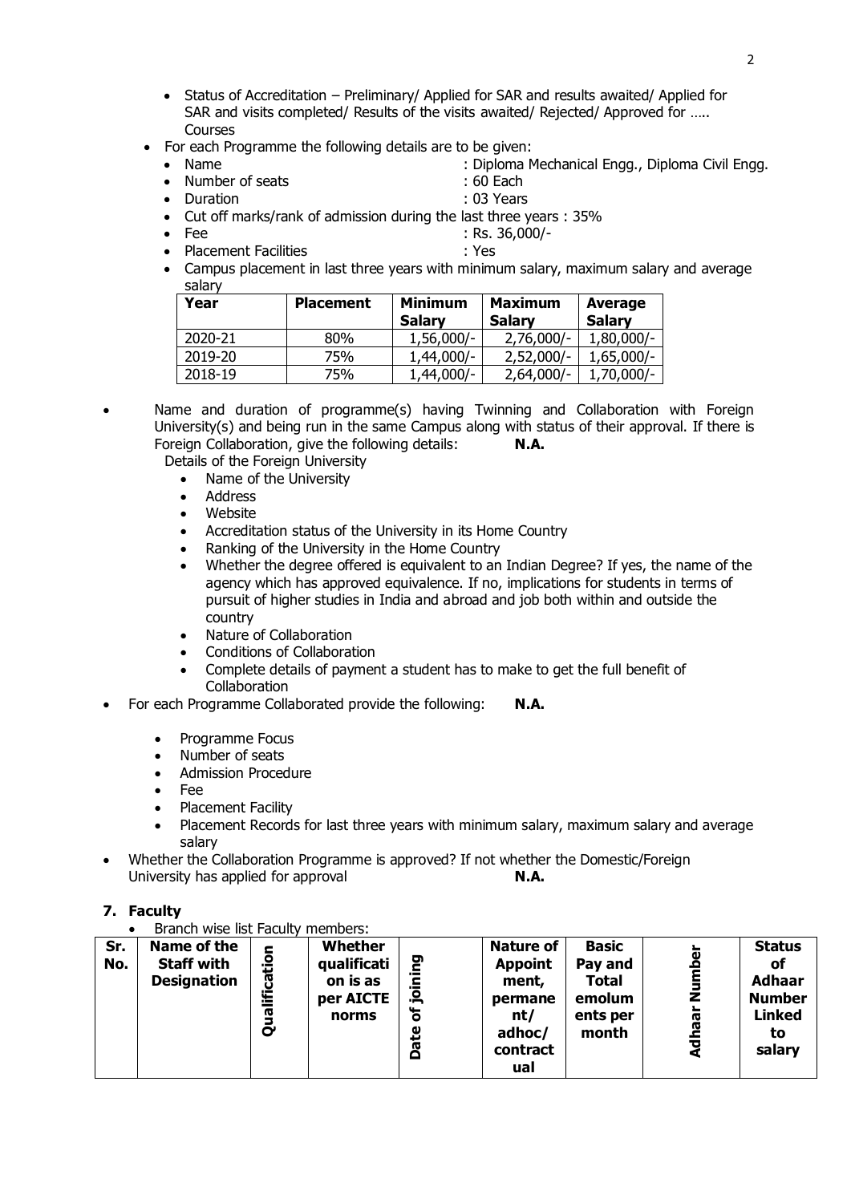- Status of Accreditation – Preliminary/ Applied for SAR and results awaited/ Applied for SAR and visits completed/ Results of the visits awaited/ Rejected/ Approved for ….. Courses
- For each Programme the following details are to be given:
  - Name : Diploma Mechanical Engg., Diploma Civil Engg.
  - Number of seats : 60 Each
  - Duration : 03 Years
  - Cut off marks/rank of admission during the last three years : 35%
  - Fee : Rs. 36,000/-
  - Placement Facilities : Yes
  - Campus placement in last three years with minimum salary, maximum salary and average salary

| Year | Placement | Minimum Salary | Maximum Salary | Average Salary |
|---|---|---|---|---|
| 2020-21 | 80% | 1,56,000/- | 2,76,000/- | 1,80,000/- |
| 2019-20 | 75% | 1,44,000/- | 2,52,000/- | 1,65,000/- |
| 2018-19 | 75% | 1,44,000/- | 2,64,000/- | 1,70,000/- |

- Name and duration of programme(s) having Twinning and Collaboration with Foreign University(s) and being run in the same Campus along with status of their approval. If there is Foreign Collaboration, give the following details: **N.A.**

  Details of the Foreign University
  - Name of the University
  - Address
  - Website
  - Accreditation status of the University in its Home Country
  - Ranking of the University in the Home Country
  - Whether the degree offered is equivalent to an Indian Degree? If yes, the name of the agency which has approved equivalence. If no, implications for students in terms of pursuit of higher studies in India and abroad and job both within and outside the country
  - Nature of Collaboration
  - Conditions of Collaboration
  - Complete details of payment a student has to make to get the full benefit of Collaboration
- For each Programme Collaborated provide the following: **N.A.**
  - Programme Focus
  - Number of seats
  - Admission Procedure
  - Fee
  - Placement Facility
  - Placement Records for last three years with minimum salary, maximum salary and average salary
- Whether the Collaboration Programme is approved? If not whether the Domestic/Foreign University has applied for approval **N.A.**

## 7. Faculty

- Branch wise list Faculty members:

| Sr. No. | Name of the Staff with Designation | Qualification | Whether qualification is as per AICTE norms | Date of joining | Nature of Appointment, permanent/ adhoc/ contractual | Basic Pay and Total emoluments per month | Adhaar Number | Status of Adhaar Number Linked to salary |
|---|---|---|---|---|---|---|---|---|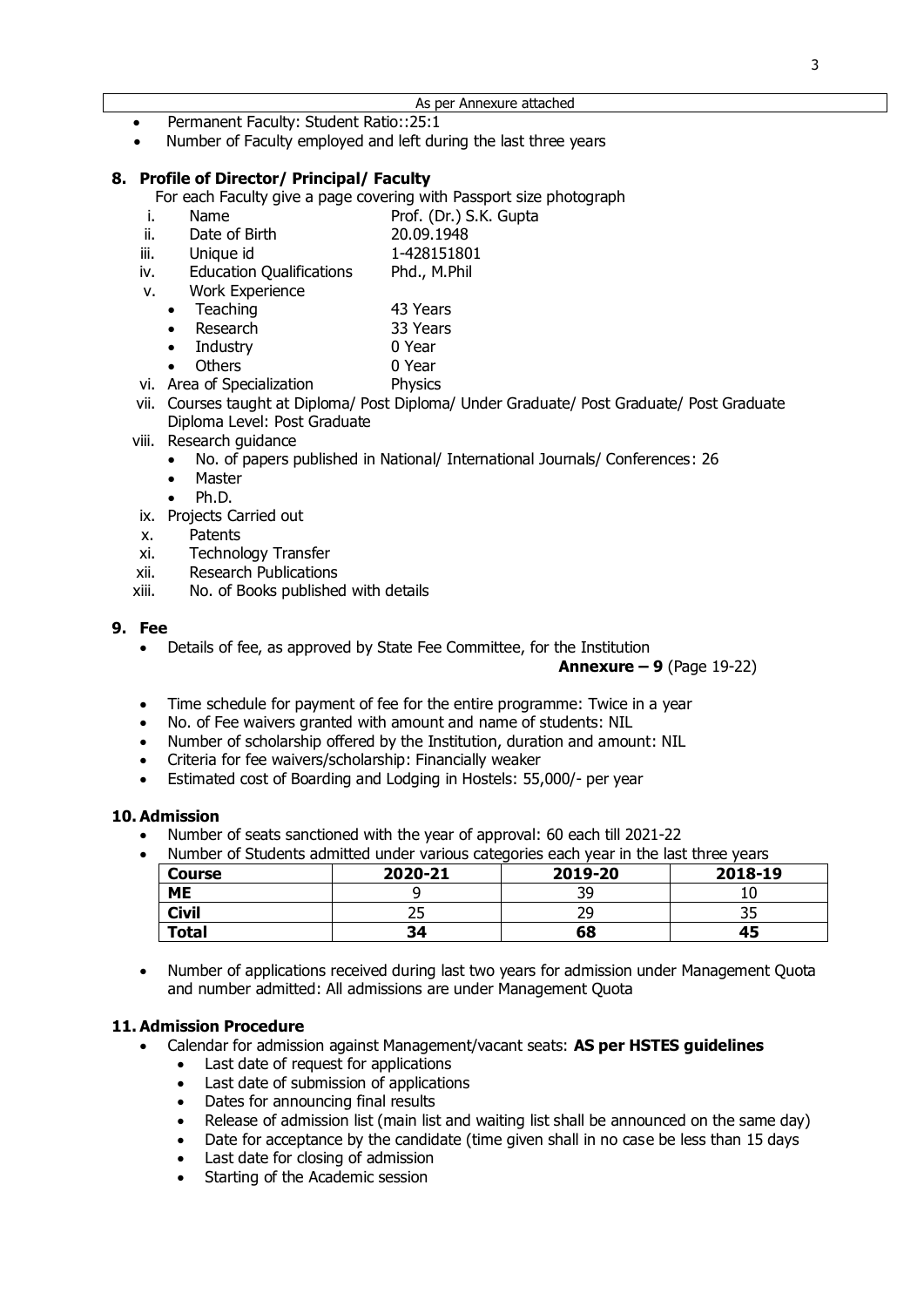| As per Annexure attached |
|---|

- Permanent Faculty: Student Ratio::25:1
- Number of Faculty employed and left during the last three years

## 8. Profile of Director/ Principal/ Faculty

For each Faculty give a page covering with Passport size photograph

i. Name Prof. (Dr.) S.K. Gupta
ii. Date of Birth 20.09.1948
iii. Unique id 1-428151801
iv. Education Qualifications Phd., M.Phil
v. Work Experience
- Teaching 43 Years
- Research 33 Years
- Industry 0 Year
- Others 0 Year

vi. Area of Specialization Physics
vii. Courses taught at Diploma/ Post Diploma/ Under Graduate/ Post Graduate/ Post Graduate Diploma Level: Post Graduate
viii. Research guidance
- No. of papers published in National/ International Journals/ Conferences: 26
- Master
- Ph.D.

ix. Projects Carried out
x. Patents
xi. Technology Transfer
xii. Research Publications
xiii. No. of Books published with details

## 9. Fee

- Details of fee, as approved by State Fee Committee, for the Institution
  **Annexure – 9** (Page 19-22)

- Time schedule for payment of fee for the entire programme: Twice in a year
- No. of Fee waivers granted with amount and name of students: NIL
- Number of scholarship offered by the Institution, duration and amount: NIL
- Criteria for fee waivers/scholarship: Financially weaker
- Estimated cost of Boarding and Lodging in Hostels: 55,000/- per year

## 10. Admission

- Number of seats sanctioned with the year of approval: 60 each till 2021-22
- Number of Students admitted under various categories each year in the last three years

| Course | 2020-21 | 2019-20 | 2018-19 |
|---|---|---|---|
| ME | 9 | 39 | 10 |
| Civil | 25 | 29 | 35 |
| Total | 34 | 68 | 45 |

- Number of applications received during last two years for admission under Management Quota and number admitted: All admissions are under Management Quota

## 11. Admission Procedure

- Calendar for admission against Management/vacant seats: **AS per HSTES guidelines**
  - Last date of request for applications
  - Last date of submission of applications
  - Dates for announcing final results
  - Release of admission list (main list and waiting list shall be announced on the same day)
  - Date for acceptance by the candidate (time given shall in no case be less than 15 days
  - Last date for closing of admission
  - Starting of the Academic session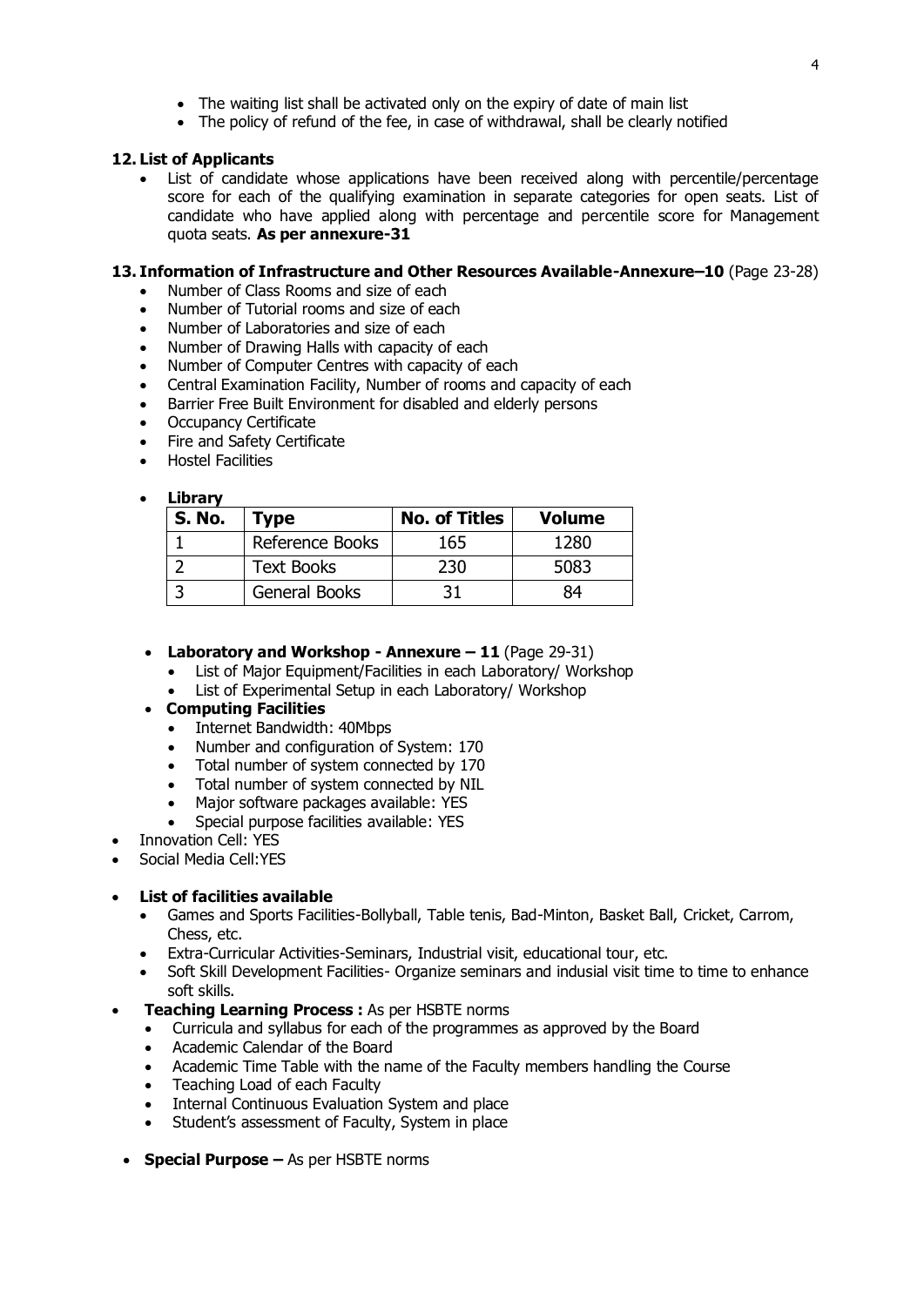- The waiting list shall be activated only on the expiry of date of main list
- The policy of refund of the fee, in case of withdrawal, shall be clearly notified

**12. List of Applicants**

- List of candidate whose applications have been received along with percentile/percentage score for each of the qualifying examination in separate categories for open seats. List of candidate who have applied along with percentage and percentile score for Management quota seats. **As per annexure-31**

**13. Information of Infrastructure and Other Resources Available-Annexure–10** (Page 23-28)

- Number of Class Rooms and size of each
- Number of Tutorial rooms and size of each
- Number of Laboratories and size of each
- Number of Drawing Halls with capacity of each
- Number of Computer Centres with capacity of each
- Central Examination Facility, Number of rooms and capacity of each
- Barrier Free Built Environment for disabled and elderly persons
- Occupancy Certificate
- Fire and Safety Certificate
- Hostel Facilities

- **Library**

| S. No. | Type | No. of Titles | Volume |
|---|---|---|---|
| 1 | Reference Books | 165 | 1280 |
| 2 | Text Books | 230 | 5083 |
| 3 | General Books | 31 | 84 |

- **Laboratory and Workshop - Annexure – 11** (Page 29-31)
  - List of Major Equipment/Facilities in each Laboratory/ Workshop
  - List of Experimental Setup in each Laboratory/ Workshop
- **Computing Facilities**
  - Internet Bandwidth: 40Mbps
  - Number and configuration of System: 170
  - Total number of system connected by 170
  - Total number of system connected by NIL
  - Major software packages available: YES
  - Special purpose facilities available: YES
- Innovation Cell: YES
- Social Media Cell:YES

- **List of facilities available**
  - Games and Sports Facilities-Bollyball, Table tenis, Bad-Minton, Basket Ball, Cricket, Carrom, Chess, etc.
  - Extra-Curricular Activities-Seminars, Industrial visit, educational tour, etc.
  - Soft Skill Development Facilities- Organize seminars and indusial visit time to time to enhance soft skills.
- **Teaching Learning Process :** As per HSBTE norms
  - Curricula and syllabus for each of the programmes as approved by the Board
  - Academic Calendar of the Board
  - Academic Time Table with the name of the Faculty members handling the Course
  - Teaching Load of each Faculty
  - Internal Continuous Evaluation System and place
  - Student's assessment of Faculty, System in place

- **Special Purpose –** As per HSBTE norms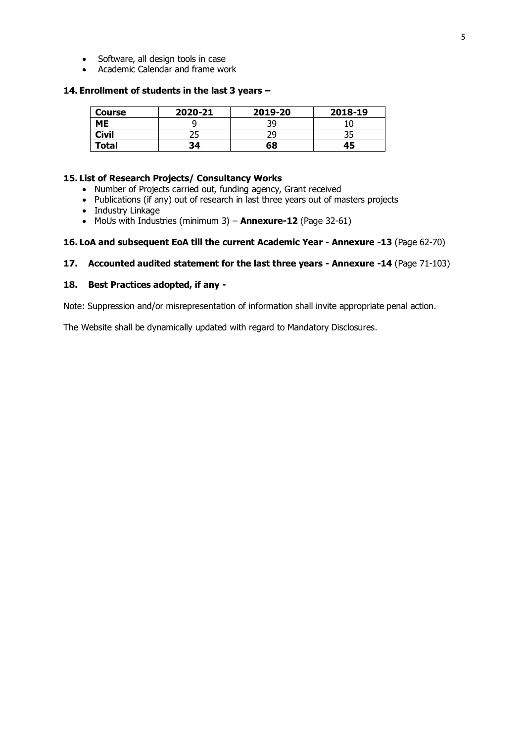- Software, all design tools in case
- Academic Calendar and frame work

**14. Enrollment of students in the last 3 years –**

| Course | 2020-21 | 2019-20 | 2018-19 |
|---|---|---|---|
| **ME** | 9 | 39 | 10 |
| **Civil** | 25 | 29 | 35 |
| **Total** | **34** | **68** | **45** |

**15. List of Research Projects/ Consultancy Works**

- Number of Projects carried out, funding agency, Grant received
- Publications (if any) out of research in last three years out of masters projects
- Industry Linkage
- MoUs with Industries (minimum 3) – **Annexure-12** (Page 32-61)

**16. LoA and subsequent EoA till the current Academic Year - Annexure -13** (Page 62-70)

**17. Accounted audited statement for the last three years - Annexure -14** (Page 71-103)

**18. Best Practices adopted, if any -**

Note: Suppression and/or misrepresentation of information shall invite appropriate penal action.

The Website shall be dynamically updated with regard to Mandatory Disclosures.